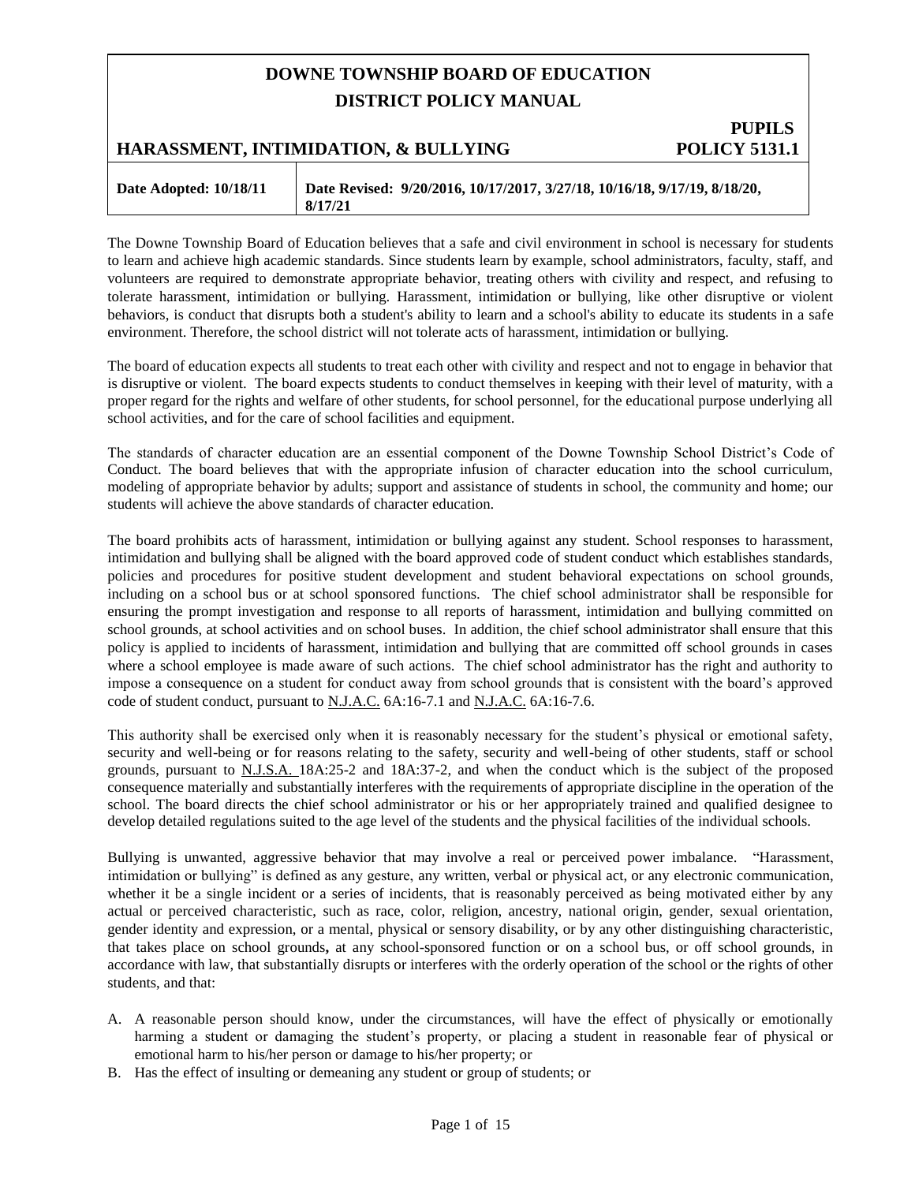# DOWNE TOWNSHIP BOARD OF EDUCATION
## DISTRICT POLICY MANUAL

**PUPILS**

**HARASSMENT, INTIMIDATION, & BULLYING** **POLICY 5131.1**

| Date Adopted: 10/18/11 | Date Revised: 9/20/2016, 10/17/2017, 3/27/18, 10/16/18, 9/17/19, 8/18/20, 8/17/21 |
|---|---|

The Downe Township Board of Education believes that a safe and civil environment in school is necessary for students to learn and achieve high academic standards. Since students learn by example, school administrators, faculty, staff, and volunteers are required to demonstrate appropriate behavior, treating others with civility and respect, and refusing to tolerate harassment, intimidation or bullying. Harassment, intimidation or bullying, like other disruptive or violent behaviors, is conduct that disrupts both a student's ability to learn and a school's ability to educate its students in a safe environment. Therefore, the school district will not tolerate acts of harassment, intimidation or bullying.

The board of education expects all students to treat each other with civility and respect and not to engage in behavior that is disruptive or violent. The board expects students to conduct themselves in keeping with their level of maturity, with a proper regard for the rights and welfare of other students, for school personnel, for the educational purpose underlying all school activities, and for the care of school facilities and equipment.

The standards of character education are an essential component of the Downe Township School District's Code of Conduct. The board believes that with the appropriate infusion of character education into the school curriculum, modeling of appropriate behavior by adults; support and assistance of students in school, the community and home; our students will achieve the above standards of character education.

The board prohibits acts of harassment, intimidation or bullying against any student. School responses to harassment, intimidation and bullying shall be aligned with the board approved code of student conduct which establishes standards, policies and procedures for positive student development and student behavioral expectations on school grounds, including on a school bus or at school sponsored functions. The chief school administrator shall be responsible for ensuring the prompt investigation and response to all reports of harassment, intimidation and bullying committed on school grounds, at school activities and on school buses. In addition, the chief school administrator shall ensure that this policy is applied to incidents of harassment, intimidation and bullying that are committed off school grounds in cases where a school employee is made aware of such actions. The chief school administrator has the right and authority to impose a consequence on a student for conduct away from school grounds that is consistent with the board's approved code of student conduct, pursuant to N.J.A.C. 6A:16-7.1 and N.J.A.C. 6A:16-7.6.

This authority shall be exercised only when it is reasonably necessary for the student's physical or emotional safety, security and well-being or for reasons relating to the safety, security and well-being of other students, staff or school grounds, pursuant to N.J.S.A. 18A:25-2 and 18A:37-2, and when the conduct which is the subject of the proposed consequence materially and substantially interferes with the requirements of appropriate discipline in the operation of the school. The board directs the chief school administrator or his or her appropriately trained and qualified designee to develop detailed regulations suited to the age level of the students and the physical facilities of the individual schools.

Bullying is unwanted, aggressive behavior that may involve a real or perceived power imbalance. "Harassment, intimidation or bullying" is defined as any gesture, any written, verbal or physical act, or any electronic communication, whether it be a single incident or a series of incidents, that is reasonably perceived as being motivated either by any actual or perceived characteristic, such as race, color, religion, ancestry, national origin, gender, sexual orientation, gender identity and expression, or a mental, physical or sensory disability, or by any other distinguishing characteristic, that takes place on school grounds**,** at any school-sponsored function or on a school bus, or off school grounds, in accordance with law, that substantially disrupts or interferes with the orderly operation of the school or the rights of other students, and that:

A. A reasonable person should know, under the circumstances, will have the effect of physically or emotionally harming a student or damaging the student's property, or placing a student in reasonable fear of physical or emotional harm to his/her person or damage to his/her property; or
B. Has the effect of insulting or demeaning any student or group of students; or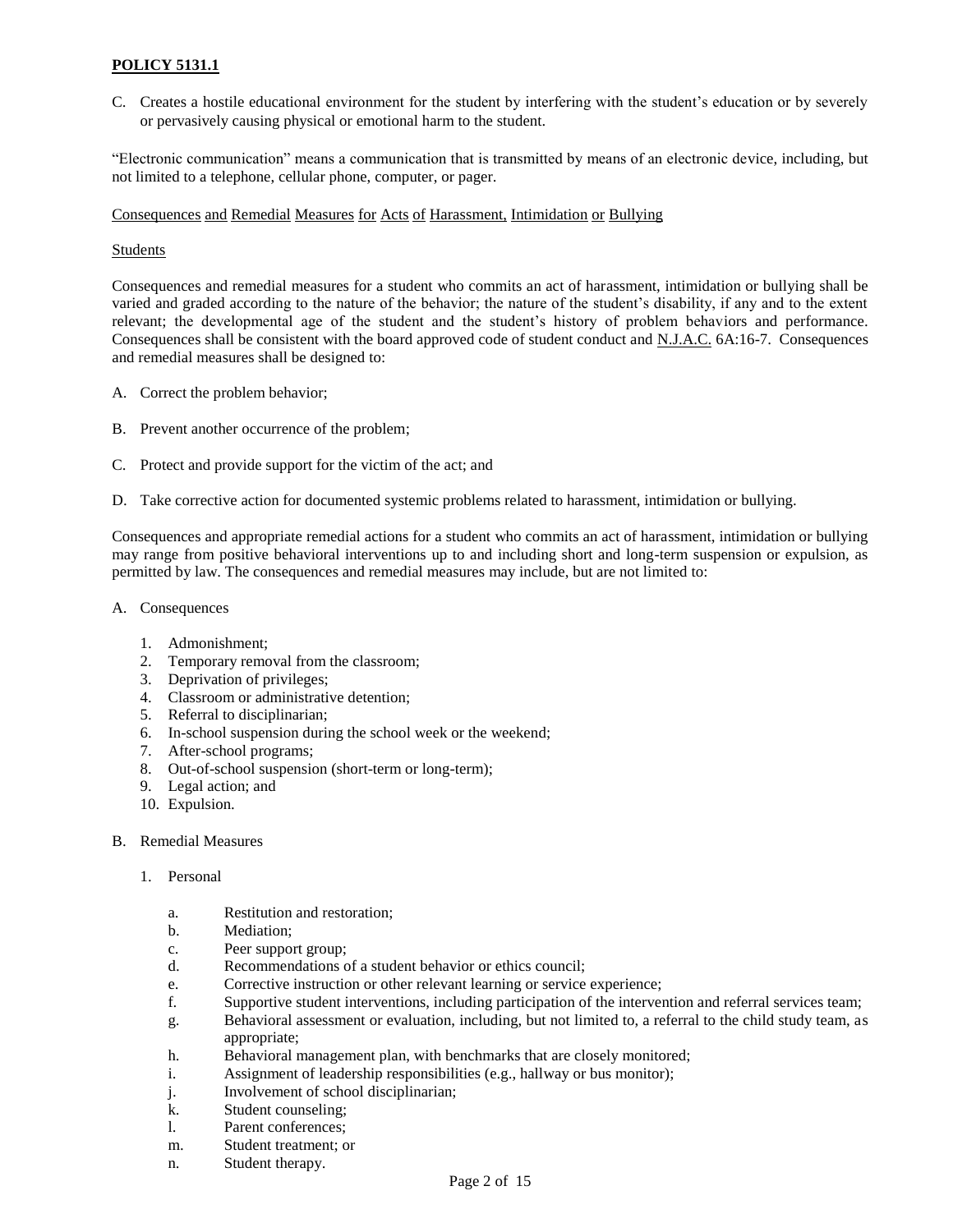C. Creates a hostile educational environment for the student by interfering with the student's education or by severely or pervasively causing physical or emotional harm to the student.

"Electronic communication" means a communication that is transmitted by means of an electronic device, including, but not limited to a telephone, cellular phone, computer, or pager.

Consequences and Remedial Measures for Acts of Harassment, Intimidation or Bullying

Students

Consequences and remedial measures for a student who commits an act of harassment, intimidation or bullying shall be varied and graded according to the nature of the behavior; the nature of the student's disability, if any and to the extent relevant; the developmental age of the student and the student's history of problem behaviors and performance. Consequences shall be consistent with the board approved code of student conduct and N.J.A.C. 6A:16-7. Consequences and remedial measures shall be designed to:

A. Correct the problem behavior;

B. Prevent another occurrence of the problem;

C. Protect and provide support for the victim of the act; and

D. Take corrective action for documented systemic problems related to harassment, intimidation or bullying.

Consequences and appropriate remedial actions for a student who commits an act of harassment, intimidation or bullying may range from positive behavioral interventions up to and including short and long-term suspension or expulsion, as permitted by law. The consequences and remedial measures may include, but are not limited to:

A. Consequences

1. Admonishment;
2. Temporary removal from the classroom;
3. Deprivation of privileges;
4. Classroom or administrative detention;
5. Referral to disciplinarian;
6. In-school suspension during the school week or the weekend;
7. After-school programs;
8. Out-of-school suspension (short-term or long-term);
9. Legal action; and
10. Expulsion.

B. Remedial Measures

1. Personal

   a. Restitution and restoration;
   b. Mediation;
   c. Peer support group;
   d. Recommendations of a student behavior or ethics council;
   e. Corrective instruction or other relevant learning or service experience;
   f. Supportive student interventions, including participation of the intervention and referral services team;
   g. Behavioral assessment or evaluation, including, but not limited to, a referral to the child study team, as appropriate;
   h. Behavioral management plan, with benchmarks that are closely monitored;
   i. Assignment of leadership responsibilities (e.g., hallway or bus monitor);
   j. Involvement of school disciplinarian;
   k. Student counseling;
   l. Parent conferences;
   m. Student treatment; or
   n. Student therapy.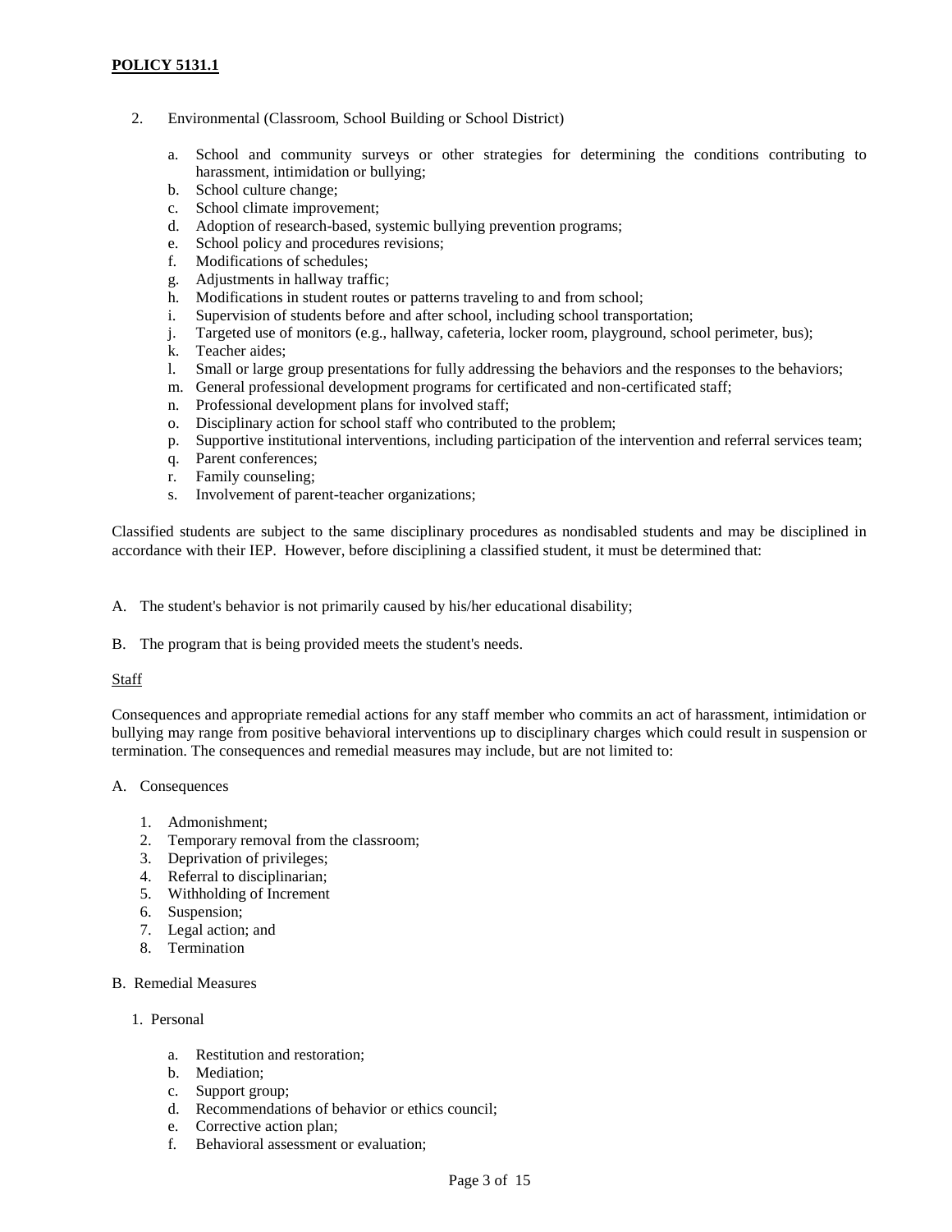2. Environmental (Classroom, School Building or School District)

    a. School and community surveys or other strategies for determining the conditions contributing to harassment, intimidation or bullying;
    b. School culture change;
    c. School climate improvement;
    d. Adoption of research-based, systemic bullying prevention programs;
    e. School policy and procedures revisions;
    f. Modifications of schedules;
    g. Adjustments in hallway traffic;
    h. Modifications in student routes or patterns traveling to and from school;
    i. Supervision of students before and after school, including school transportation;
    j. Targeted use of monitors (e.g., hallway, cafeteria, locker room, playground, school perimeter, bus);
    k. Teacher aides;
    l. Small or large group presentations for fully addressing the behaviors and the responses to the behaviors;
    m. General professional development programs for certificated and non-certificated staff;
    n. Professional development plans for involved staff;
    o. Disciplinary action for school staff who contributed to the problem;
    p. Supportive institutional interventions, including participation of the intervention and referral services team;
    q. Parent conferences;
    r. Family counseling;
    s. Involvement of parent-teacher organizations;

Classified students are subject to the same disciplinary procedures as nondisabled students and may be disciplined in accordance with their IEP. However, before disciplining a classified student, it must be determined that:

A. The student's behavior is not primarily caused by his/her educational disability;

B. The program that is being provided meets the student's needs.

Staff

Consequences and appropriate remedial actions for any staff member who commits an act of harassment, intimidation or bullying may range from positive behavioral interventions up to disciplinary charges which could result in suspension or termination. The consequences and remedial measures may include, but are not limited to:

A. Consequences

    1. Admonishment;
    2. Temporary removal from the classroom;
    3. Deprivation of privileges;
    4. Referral to disciplinarian;
    5. Withholding of Increment
    6. Suspension;
    7. Legal action; and
    8. Termination

B. Remedial Measures

    1. Personal

        a. Restitution and restoration;
        b. Mediation;
        c. Support group;
        d. Recommendations of behavior or ethics council;
        e. Corrective action plan;
        f. Behavioral assessment or evaluation;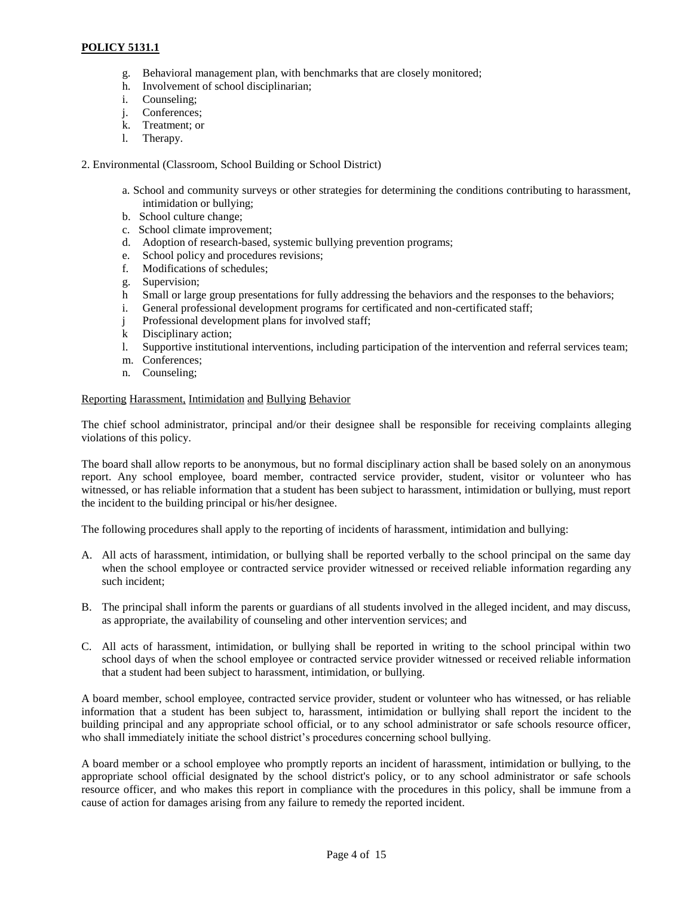g. Behavioral management plan, with benchmarks that are closely monitored;
h. Involvement of school disciplinarian;
i. Counseling;
j. Conferences;
k. Treatment; or
l. Therapy.

2. Environmental (Classroom, School Building or School District)

a. School and community surveys or other strategies for determining the conditions contributing to harassment, intimidation or bullying;
b. School culture change;
c. School climate improvement;
d. Adoption of research-based, systemic bullying prevention programs;
e. School policy and procedures revisions;
f. Modifications of schedules;
g. Supervision;
h Small or large group presentations for fully addressing the behaviors and the responses to the behaviors;
i. General professional development programs for certificated and non-certificated staff;
j Professional development plans for involved staff;
k Disciplinary action;
l. Supportive institutional interventions, including participation of the intervention and referral services team;
m. Conferences;
n. Counseling;

Reporting Harassment, Intimidation and Bullying Behavior

The chief school administrator, principal and/or their designee shall be responsible for receiving complaints alleging violations of this policy.

The board shall allow reports to be anonymous, but no formal disciplinary action shall be based solely on an anonymous report. Any school employee, board member, contracted service provider, student, visitor or volunteer who has witnessed, or has reliable information that a student has been subject to harassment, intimidation or bullying, must report the incident to the building principal or his/her designee.

The following procedures shall apply to the reporting of incidents of harassment, intimidation and bullying:

A. All acts of harassment, intimidation, or bullying shall be reported verbally to the school principal on the same day when the school employee or contracted service provider witnessed or received reliable information regarding any such incident;

B. The principal shall inform the parents or guardians of all students involved in the alleged incident, and may discuss, as appropriate, the availability of counseling and other intervention services; and

C. All acts of harassment, intimidation, or bullying shall be reported in writing to the school principal within two school days of when the school employee or contracted service provider witnessed or received reliable information that a student had been subject to harassment, intimidation, or bullying.

A board member, school employee, contracted service provider, student or volunteer who has witnessed, or has reliable information that a student has been subject to, harassment, intimidation or bullying shall report the incident to the building principal and any appropriate school official, or to any school administrator or safe schools resource officer, who shall immediately initiate the school district's procedures concerning school bullying.

A board member or a school employee who promptly reports an incident of harassment, intimidation or bullying, to the appropriate school official designated by the school district's policy, or to any school administrator or safe schools resource officer, and who makes this report in compliance with the procedures in this policy, shall be immune from a cause of action for damages arising from any failure to remedy the reported incident.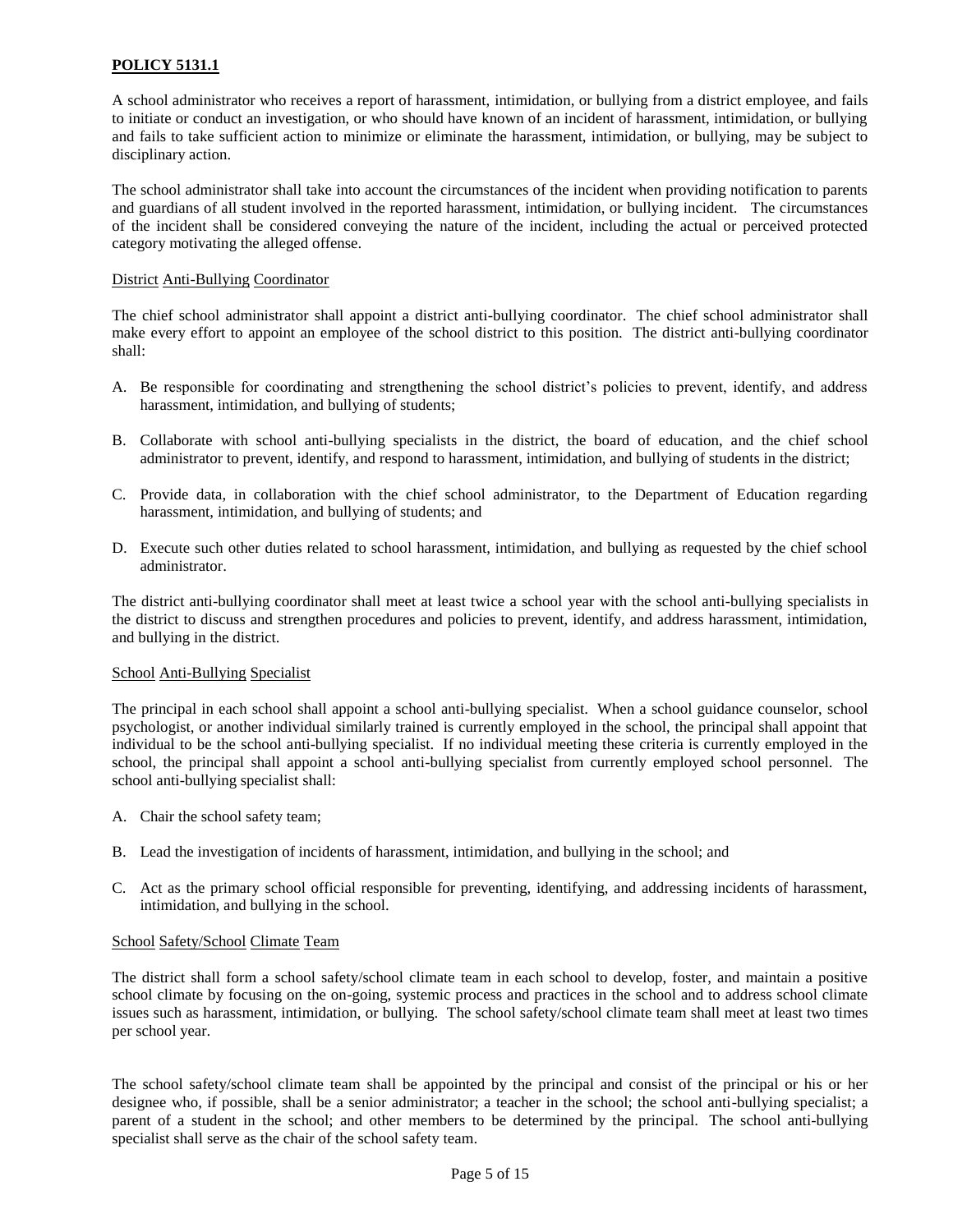**POLICY 5131.1**

A school administrator who receives a report of harassment, intimidation, or bullying from a district employee, and fails to initiate or conduct an investigation, or who should have known of an incident of harassment, intimidation, or bullying and fails to take sufficient action to minimize or eliminate the harassment, intimidation, or bullying, may be subject to disciplinary action.

The school administrator shall take into account the circumstances of the incident when providing notification to parents and guardians of all student involved in the reported harassment, intimidation, or bullying incident. The circumstances of the incident shall be considered conveying the nature of the incident, including the actual or perceived protected category motivating the alleged offense.

District Anti-Bullying Coordinator

The chief school administrator shall appoint a district anti-bullying coordinator. The chief school administrator shall make every effort to appoint an employee of the school district to this position. The district anti-bullying coordinator shall:

A. Be responsible for coordinating and strengthening the school district's policies to prevent, identify, and address harassment, intimidation, and bullying of students;

B. Collaborate with school anti-bullying specialists in the district, the board of education, and the chief school administrator to prevent, identify, and respond to harassment, intimidation, and bullying of students in the district;

C. Provide data, in collaboration with the chief school administrator, to the Department of Education regarding harassment, intimidation, and bullying of students; and

D. Execute such other duties related to school harassment, intimidation, and bullying as requested by the chief school administrator.

The district anti-bullying coordinator shall meet at least twice a school year with the school anti-bullying specialists in the district to discuss and strengthen procedures and policies to prevent, identify, and address harassment, intimidation, and bullying in the district.

School Anti-Bullying Specialist

The principal in each school shall appoint a school anti-bullying specialist. When a school guidance counselor, school psychologist, or another individual similarly trained is currently employed in the school, the principal shall appoint that individual to be the school anti-bullying specialist. If no individual meeting these criteria is currently employed in the school, the principal shall appoint a school anti-bullying specialist from currently employed school personnel. The school anti-bullying specialist shall:

A. Chair the school safety team;

B. Lead the investigation of incidents of harassment, intimidation, and bullying in the school; and

C. Act as the primary school official responsible for preventing, identifying, and addressing incidents of harassment, intimidation, and bullying in the school.

School Safety/School Climate Team

The district shall form a school safety/school climate team in each school to develop, foster, and maintain a positive school climate by focusing on the on-going, systemic process and practices in the school and to address school climate issues such as harassment, intimidation, or bullying. The school safety/school climate team shall meet at least two times per school year.

The school safety/school climate team shall be appointed by the principal and consist of the principal or his or her designee who, if possible, shall be a senior administrator; a teacher in the school; the school anti-bullying specialist; a parent of a student in the school; and other members to be determined by the principal. The school anti-bullying specialist shall serve as the chair of the school safety team.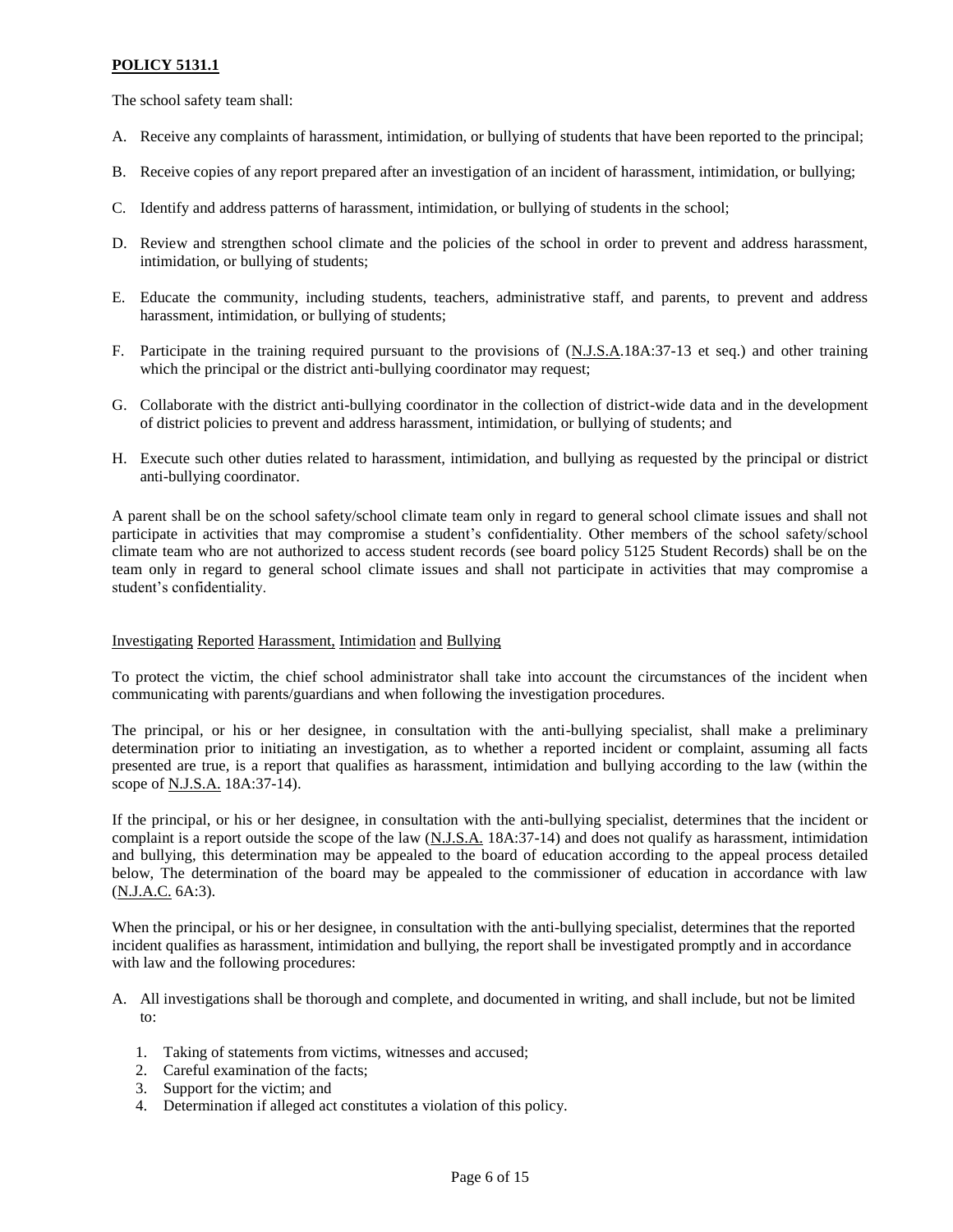**POLICY 5131.1**

The school safety team shall:

A. Receive any complaints of harassment, intimidation, or bullying of students that have been reported to the principal;

B. Receive copies of any report prepared after an investigation of an incident of harassment, intimidation, or bullying;

C. Identify and address patterns of harassment, intimidation, or bullying of students in the school;

D. Review and strengthen school climate and the policies of the school in order to prevent and address harassment, intimidation, or bullying of students;

E. Educate the community, including students, teachers, administrative staff, and parents, to prevent and address harassment, intimidation, or bullying of students;

F. Participate in the training required pursuant to the provisions of (N.J.S.A.18A:37-13 et seq.) and other training which the principal or the district anti-bullying coordinator may request;

G. Collaborate with the district anti-bullying coordinator in the collection of district-wide data and in the development of district policies to prevent and address harassment, intimidation, or bullying of students; and

H. Execute such other duties related to harassment, intimidation, and bullying as requested by the principal or district anti-bullying coordinator.

A parent shall be on the school safety/school climate team only in regard to general school climate issues and shall not participate in activities that may compromise a student's confidentiality. Other members of the school safety/school climate team who are not authorized to access student records (see board policy 5125 Student Records) shall be on the team only in regard to general school climate issues and shall not participate in activities that may compromise a student's confidentiality.

Investigating Reported Harassment, Intimidation and Bullying

To protect the victim, the chief school administrator shall take into account the circumstances of the incident when communicating with parents/guardians and when following the investigation procedures.

The principal, or his or her designee, in consultation with the anti-bullying specialist, shall make a preliminary determination prior to initiating an investigation, as to whether a reported incident or complaint, assuming all facts presented are true, is a report that qualifies as harassment, intimidation and bullying according to the law (within the scope of N.J.S.A. 18A:37-14).

If the principal, or his or her designee, in consultation with the anti-bullying specialist, determines that the incident or complaint is a report outside the scope of the law (N.J.S.A. 18A:37-14) and does not qualify as harassment, intimidation and bullying, this determination may be appealed to the board of education according to the appeal process detailed below, The determination of the board may be appealed to the commissioner of education in accordance with law (N.J.A.C. 6A:3).

When the principal, or his or her designee, in consultation with the anti-bullying specialist, determines that the reported incident qualifies as harassment, intimidation and bullying, the report shall be investigated promptly and in accordance with law and the following procedures:

A. All investigations shall be thorough and complete, and documented in writing, and shall include, but not be limited to:

   1. Taking of statements from victims, witnesses and accused;
   2. Careful examination of the facts;
   3. Support for the victim; and
   4. Determination if alleged act constitutes a violation of this policy.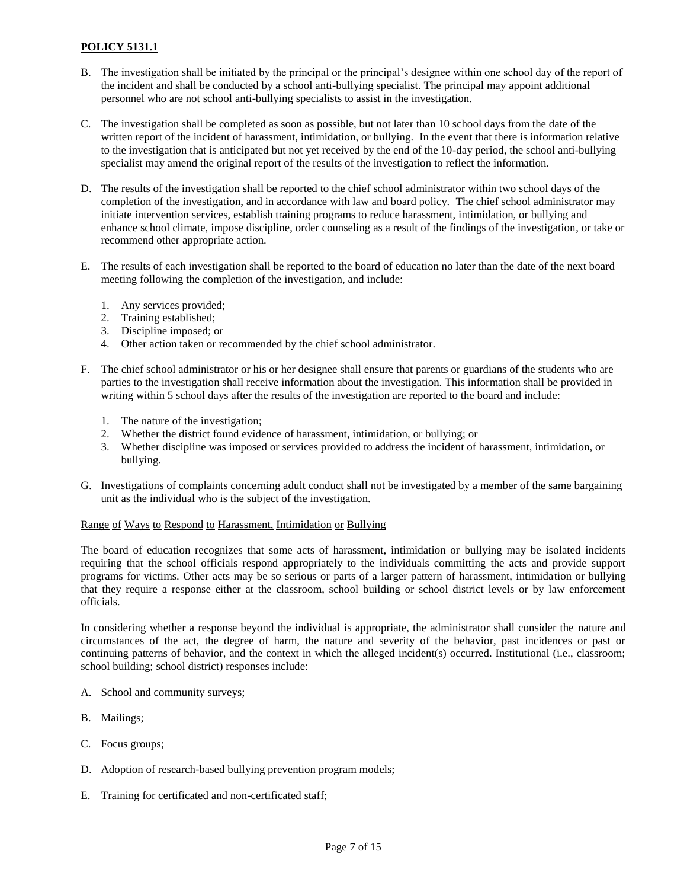**POLICY 5131.1**

B. The investigation shall be initiated by the principal or the principal's designee within one school day of the report of the incident and shall be conducted by a school anti-bullying specialist. The principal may appoint additional personnel who are not school anti-bullying specialists to assist in the investigation.

C. The investigation shall be completed as soon as possible, but not later than 10 school days from the date of the written report of the incident of harassment, intimidation, or bullying. In the event that there is information relative to the investigation that is anticipated but not yet received by the end of the 10-day period, the school anti-bullying specialist may amend the original report of the results of the investigation to reflect the information.

D. The results of the investigation shall be reported to the chief school administrator within two school days of the completion of the investigation, and in accordance with law and board policy. The chief school administrator may initiate intervention services, establish training programs to reduce harassment, intimidation, or bullying and enhance school climate, impose discipline, order counseling as a result of the findings of the investigation, or take or recommend other appropriate action.

E. The results of each investigation shall be reported to the board of education no later than the date of the next board meeting following the completion of the investigation, and include:

   1. Any services provided;
   2. Training established;
   3. Discipline imposed; or
   4. Other action taken or recommended by the chief school administrator.

F. The chief school administrator or his or her designee shall ensure that parents or guardians of the students who are parties to the investigation shall receive information about the investigation. This information shall be provided in writing within 5 school days after the results of the investigation are reported to the board and include:

   1. The nature of the investigation;
   2. Whether the district found evidence of harassment, intimidation, or bullying; or
   3. Whether discipline was imposed or services provided to address the incident of harassment, intimidation, or bullying.

G. Investigations of complaints concerning adult conduct shall not be investigated by a member of the same bargaining unit as the individual who is the subject of the investigation.

Range of Ways to Respond to Harassment, Intimidation or Bullying

The board of education recognizes that some acts of harassment, intimidation or bullying may be isolated incidents requiring that the school officials respond appropriately to the individuals committing the acts and provide support programs for victims. Other acts may be so serious or parts of a larger pattern of harassment, intimidation or bullying that they require a response either at the classroom, school building or school district levels or by law enforcement officials.

In considering whether a response beyond the individual is appropriate, the administrator shall consider the nature and circumstances of the act, the degree of harm, the nature and severity of the behavior, past incidences or past or continuing patterns of behavior, and the context in which the alleged incident(s) occurred. Institutional (i.e., classroom; school building; school district) responses include:

A. School and community surveys;

B. Mailings;

C. Focus groups;

D. Adoption of research-based bullying prevention program models;

E. Training for certificated and non-certificated staff;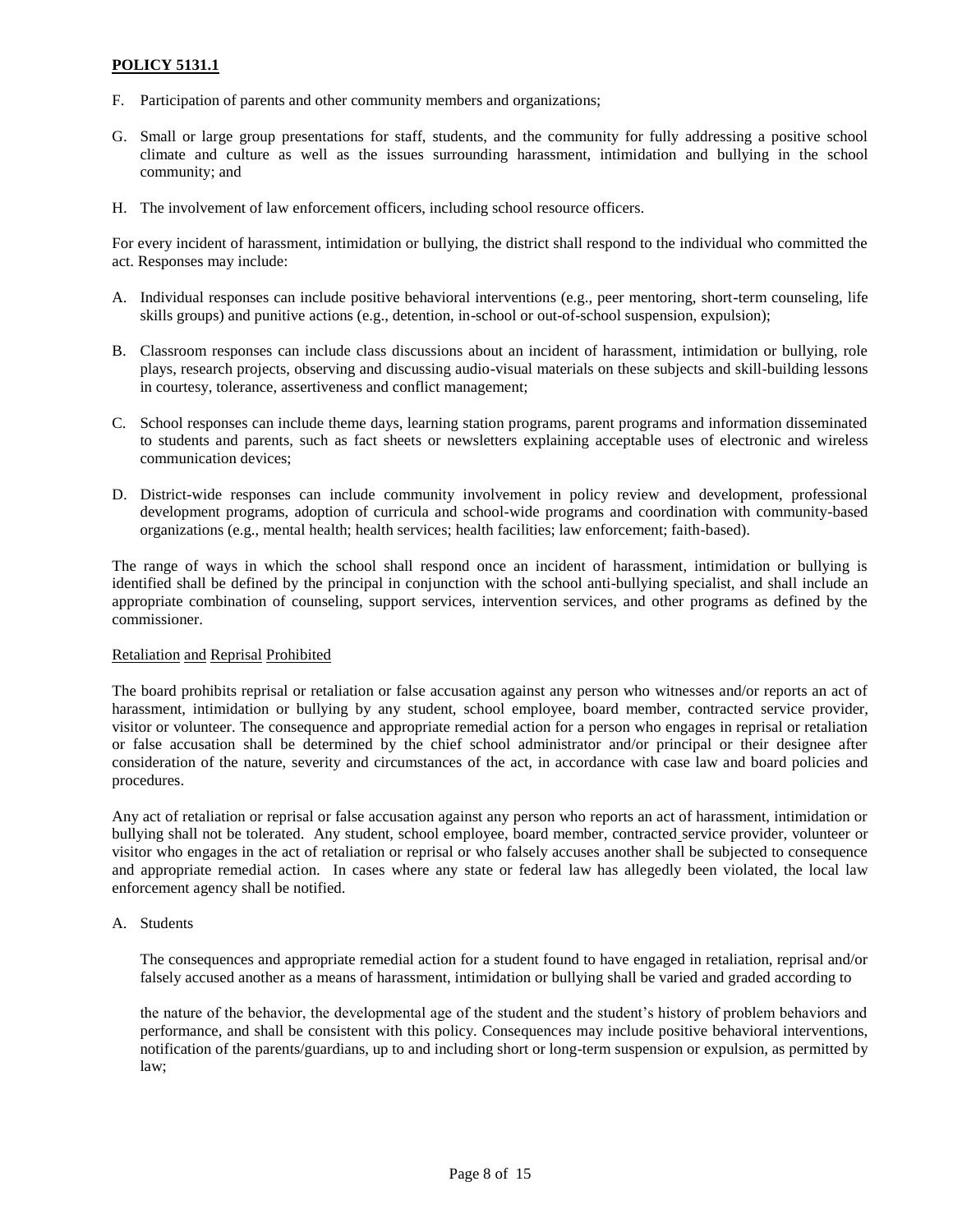F. Participation of parents and other community members and organizations;

G. Small or large group presentations for staff, students, and the community for fully addressing a positive school climate and culture as well as the issues surrounding harassment, intimidation and bullying in the school community; and

H. The involvement of law enforcement officers, including school resource officers.

For every incident of harassment, intimidation or bullying, the district shall respond to the individual who committed the act. Responses may include:

A. Individual responses can include positive behavioral interventions (e.g., peer mentoring, short-term counseling, life skills groups) and punitive actions (e.g., detention, in-school or out-of-school suspension, expulsion);

B. Classroom responses can include class discussions about an incident of harassment, intimidation or bullying, role plays, research projects, observing and discussing audio-visual materials on these subjects and skill-building lessons in courtesy, tolerance, assertiveness and conflict management;

C. School responses can include theme days, learning station programs, parent programs and information disseminated to students and parents, such as fact sheets or newsletters explaining acceptable uses of electronic and wireless communication devices;

D. District-wide responses can include community involvement in policy review and development, professional development programs, adoption of curricula and school-wide programs and coordination with community-based organizations (e.g., mental health; health services; health facilities; law enforcement; faith-based).

The range of ways in which the school shall respond once an incident of harassment, intimidation or bullying is identified shall be defined by the principal in conjunction with the school anti-bullying specialist, and shall include an appropriate combination of counseling, support services, intervention services, and other programs as defined by the commissioner.

<u>Retaliation and Reprisal Prohibited</u>

The board prohibits reprisal or retaliation or false accusation against any person who witnesses and/or reports an act of harassment, intimidation or bullying by any student, school employee, board member, contracted service provider, visitor or volunteer. The consequence and appropriate remedial action for a person who engages in reprisal or retaliation or false accusation shall be determined by the chief school administrator and/or principal or their designee after consideration of the nature, severity and circumstances of the act, in accordance with case law and board policies and procedures.

Any act of retaliation or reprisal or false accusation against any person who reports an act of harassment, intimidation or bullying shall not be tolerated. Any student, school employee, board member, contracted service provider, volunteer or visitor who engages in the act of retaliation or reprisal or who falsely accuses another shall be subjected to consequence and appropriate remedial action. In cases where any state or federal law has allegedly been violated, the local law enforcement agency shall be notified.

A. Students

The consequences and appropriate remedial action for a student found to have engaged in retaliation, reprisal and/or falsely accused another as a means of harassment, intimidation or bullying shall be varied and graded according to

the nature of the behavior, the developmental age of the student and the student's history of problem behaviors and performance, and shall be consistent with this policy. Consequences may include positive behavioral interventions, notification of the parents/guardians, up to and including short or long-term suspension or expulsion, as permitted by law;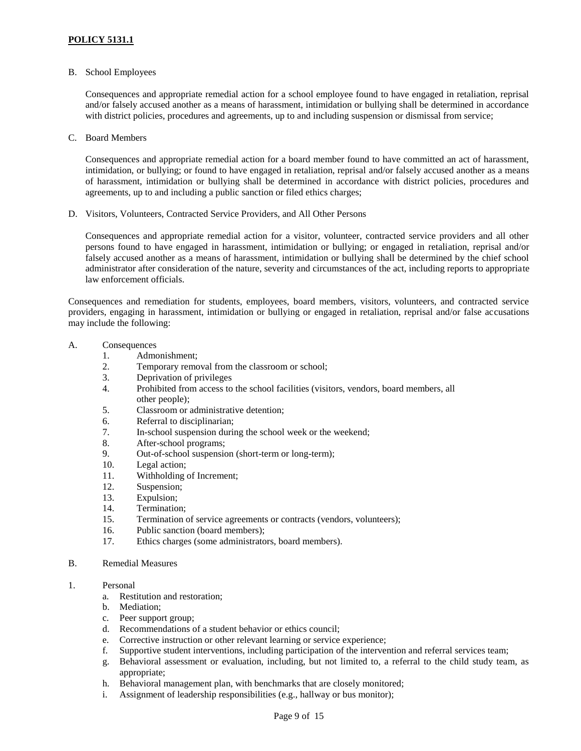B. School Employees

Consequences and appropriate remedial action for a school employee found to have engaged in retaliation, reprisal and/or falsely accused another as a means of harassment, intimidation or bullying shall be determined in accordance with district policies, procedures and agreements, up to and including suspension or dismissal from service;

C. Board Members

Consequences and appropriate remedial action for a board member found to have committed an act of harassment, intimidation, or bullying; or found to have engaged in retaliation, reprisal and/or falsely accused another as a means of harassment, intimidation or bullying shall be determined in accordance with district policies, procedures and agreements, up to and including a public sanction or filed ethics charges;

D. Visitors, Volunteers, Contracted Service Providers, and All Other Persons

Consequences and appropriate remedial action for a visitor, volunteer, contracted service providers and all other persons found to have engaged in harassment, intimidation or bullying; or engaged in retaliation, reprisal and/or falsely accused another as a means of harassment, intimidation or bullying shall be determined by the chief school administrator after consideration of the nature, severity and circumstances of the act, including reports to appropriate law enforcement officials.

Consequences and remediation for students, employees, board members, visitors, volunteers, and contracted service providers, engaging in harassment, intimidation or bullying or engaged in retaliation, reprisal and/or false accusations may include the following:

A. Consequences
   1. Admonishment;
   2. Temporary removal from the classroom or school;
   3. Deprivation of privileges
   4. Prohibited from access to the school facilities (visitors, vendors, board members, all other people);
   5. Classroom or administrative detention;
   6. Referral to disciplinarian;
   7. In-school suspension during the school week or the weekend;
   8. After-school programs;
   9. Out-of-school suspension (short-term or long-term);
   10. Legal action;
   11. Withholding of Increment;
   12. Suspension;
   13. Expulsion;
   14. Termination;
   15. Termination of service agreements or contracts (vendors, volunteers);
   16. Public sanction (board members);
   17. Ethics charges (some administrators, board members).

B. Remedial Measures

1. Personal
   a. Restitution and restoration;
   b. Mediation;
   c. Peer support group;
   d. Recommendations of a student behavior or ethics council;
   e. Corrective instruction or other relevant learning or service experience;
   f. Supportive student interventions, including participation of the intervention and referral services team;
   g. Behavioral assessment or evaluation, including, but not limited to, a referral to the child study team, as appropriate;
   h. Behavioral management plan, with benchmarks that are closely monitored;
   i. Assignment of leadership responsibilities (e.g., hallway or bus monitor);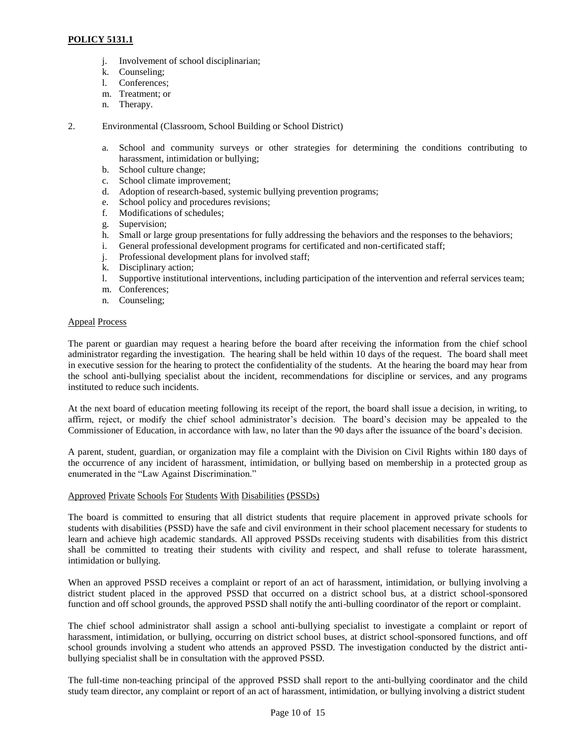j. Involvement of school disciplinarian;
k. Counseling;
l. Conferences;
m. Treatment; or
n. Therapy.

2. Environmental (Classroom, School Building or School District)

   a. School and community surveys or other strategies for determining the conditions contributing to harassment, intimidation or bullying;
   b. School culture change;
   c. School climate improvement;
   d. Adoption of research-based, systemic bullying prevention programs;
   e. School policy and procedures revisions;
   f. Modifications of schedules;
   g. Supervision;
   h. Small or large group presentations for fully addressing the behaviors and the responses to the behaviors;
   i. General professional development programs for certificated and non-certificated staff;
   j. Professional development plans for involved staff;
   k. Disciplinary action;
   l. Supportive institutional interventions, including participation of the intervention and referral services team;
   m. Conferences;
   n. Counseling;

Appeal Process

The parent or guardian may request a hearing before the board after receiving the information from the chief school administrator regarding the investigation. The hearing shall be held within 10 days of the request. The board shall meet in executive session for the hearing to protect the confidentiality of the students. At the hearing the board may hear from the school anti-bullying specialist about the incident, recommendations for discipline or services, and any programs instituted to reduce such incidents.

At the next board of education meeting following its receipt of the report, the board shall issue a decision, in writing, to affirm, reject, or modify the chief school administrator's decision. The board's decision may be appealed to the Commissioner of Education, in accordance with law, no later than the 90 days after the issuance of the board's decision.

A parent, student, guardian, or organization may file a complaint with the Division on Civil Rights within 180 days of the occurrence of any incident of harassment, intimidation, or bullying based on membership in a protected group as enumerated in the "Law Against Discrimination."

Approved Private Schools For Students With Disabilities (PSSDs)

The board is committed to ensuring that all district students that require placement in approved private schools for students with disabilities (PSSD) have the safe and civil environment in their school placement necessary for students to learn and achieve high academic standards. All approved PSSDs receiving students with disabilities from this district shall be committed to treating their students with civility and respect, and shall refuse to tolerate harassment, intimidation or bullying.

When an approved PSSD receives a complaint or report of an act of harassment, intimidation, or bullying involving a district student placed in the approved PSSD that occurred on a district school bus, at a district school-sponsored function and off school grounds, the approved PSSD shall notify the anti-bulling coordinator of the report or complaint.

The chief school administrator shall assign a school anti-bullying specialist to investigate a complaint or report of harassment, intimidation, or bullying, occurring on district school buses, at district school-sponsored functions, and off school grounds involving a student who attends an approved PSSD. The investigation conducted by the district anti-bullying specialist shall be in consultation with the approved PSSD.

The full-time non-teaching principal of the approved PSSD shall report to the anti-bullying coordinator and the child study team director, any complaint or report of an act of harassment, intimidation, or bullying involving a district student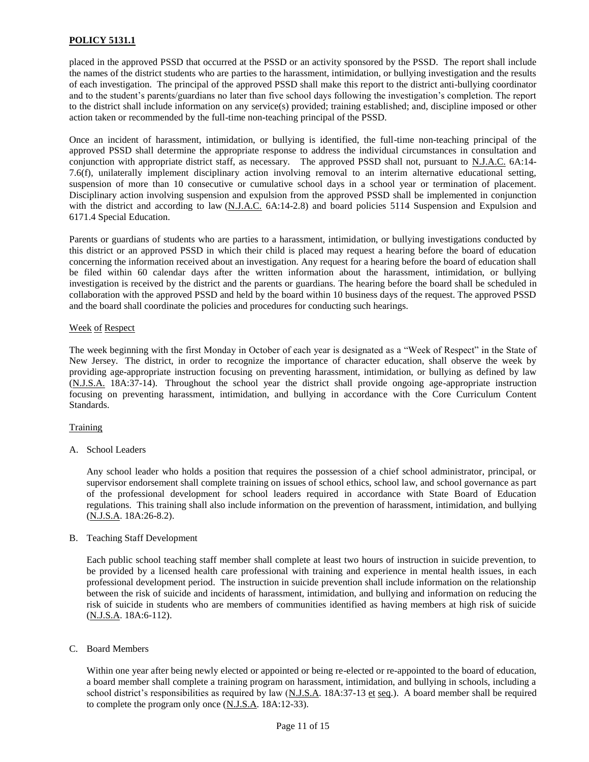**POLICY 5131.1**

placed in the approved PSSD that occurred at the PSSD or an activity sponsored by the PSSD. The report shall include the names of the district students who are parties to the harassment, intimidation, or bullying investigation and the results of each investigation. The principal of the approved PSSD shall make this report to the district anti-bullying coordinator and to the student's parents/guardians no later than five school days following the investigation's completion. The report to the district shall include information on any service(s) provided; training established; and, discipline imposed or other action taken or recommended by the full-time non-teaching principal of the PSSD.

Once an incident of harassment, intimidation, or bullying is identified, the full-time non-teaching principal of the approved PSSD shall determine the appropriate response to address the individual circumstances in consultation and conjunction with appropriate district staff, as necessary. The approved PSSD shall not, pursuant to N.J.A.C. 6A:14-7.6(f), unilaterally implement disciplinary action involving removal to an interim alternative educational setting, suspension of more than 10 consecutive or cumulative school days in a school year or termination of placement. Disciplinary action involving suspension and expulsion from the approved PSSD shall be implemented in conjunction with the district and according to law (N.J.A.C. 6A:14-2.8) and board policies 5114 Suspension and Expulsion and 6171.4 Special Education.

Parents or guardians of students who are parties to a harassment, intimidation, or bullying investigations conducted by this district or an approved PSSD in which their child is placed may request a hearing before the board of education concerning the information received about an investigation. Any request for a hearing before the board of education shall be filed within 60 calendar days after the written information about the harassment, intimidation, or bullying investigation is received by the district and the parents or guardians. The hearing before the board shall be scheduled in collaboration with the approved PSSD and held by the board within 10 business days of the request. The approved PSSD and the board shall coordinate the policies and procedures for conducting such hearings.

Week of Respect

The week beginning with the first Monday in October of each year is designated as a "Week of Respect" in the State of New Jersey. The district, in order to recognize the importance of character education, shall observe the week by providing age-appropriate instruction focusing on preventing harassment, intimidation, or bullying as defined by law (N.J.S.A. 18A:37-14). Throughout the school year the district shall provide ongoing age-appropriate instruction focusing on preventing harassment, intimidation, and bullying in accordance with the Core Curriculum Content Standards.

Training

A. School Leaders

Any school leader who holds a position that requires the possession of a chief school administrator, principal, or supervisor endorsement shall complete training on issues of school ethics, school law, and school governance as part of the professional development for school leaders required in accordance with State Board of Education regulations. This training shall also include information on the prevention of harassment, intimidation, and bullying (N.J.S.A. 18A:26-8.2).

B. Teaching Staff Development

Each public school teaching staff member shall complete at least two hours of instruction in suicide prevention, to be provided by a licensed health care professional with training and experience in mental health issues, in each professional development period. The instruction in suicide prevention shall include information on the relationship between the risk of suicide and incidents of harassment, intimidation, and bullying and information on reducing the risk of suicide in students who are members of communities identified as having members at high risk of suicide (N.J.S.A. 18A:6-112).

C. Board Members

Within one year after being newly elected or appointed or being re-elected or re-appointed to the board of education, a board member shall complete a training program on harassment, intimidation, and bullying in schools, including a school district's responsibilities as required by law (N.J.S.A. 18A:37-13 et seq.). A board member shall be required to complete the program only once (N.J.S.A. 18A:12-33).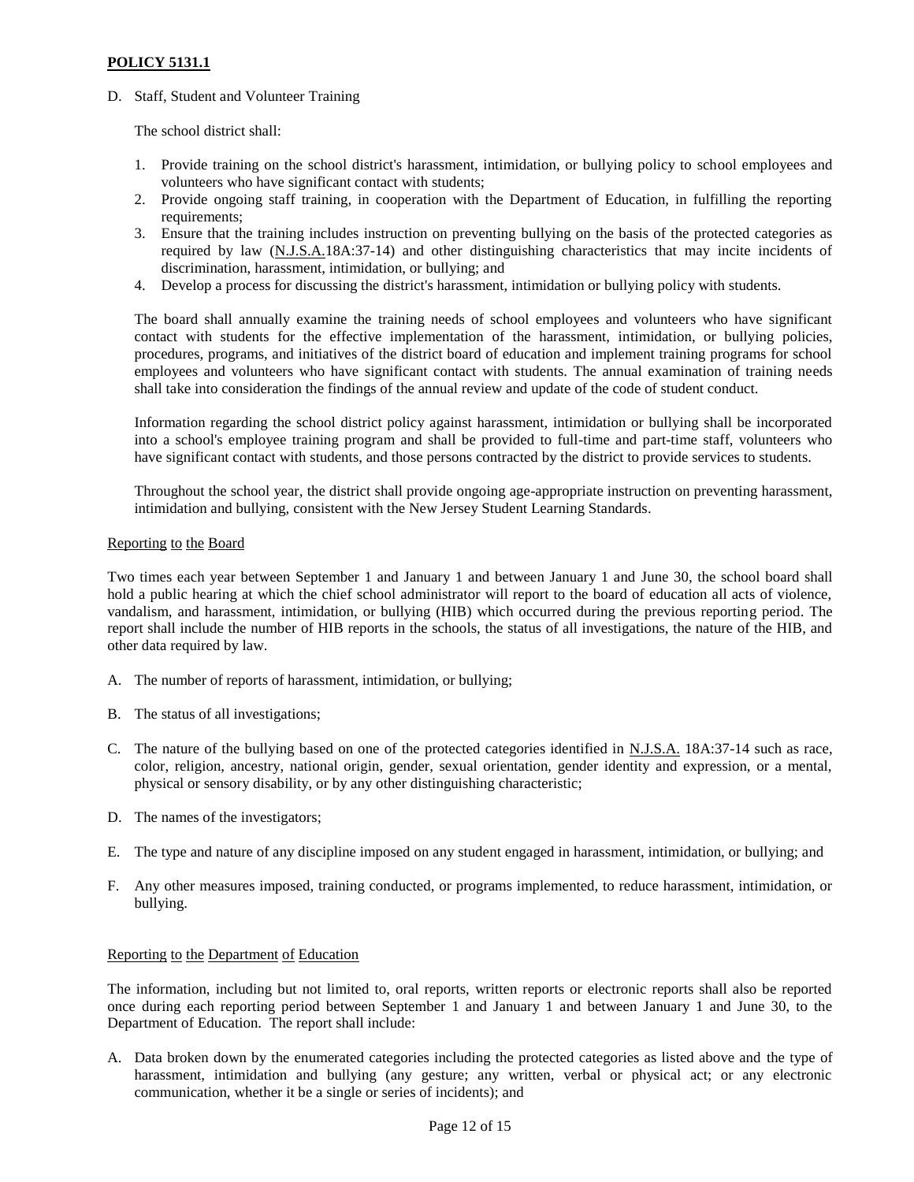**POLICY 5131.1**

D. Staff, Student and Volunteer Training

   The school district shall:

   1. Provide training on the school district's harassment, intimidation, or bullying policy to school employees and volunteers who have significant contact with students;
   2. Provide ongoing staff training, in cooperation with the Department of Education, in fulfilling the reporting requirements;
   3. Ensure that the training includes instruction on preventing bullying on the basis of the protected categories as required by law (N.J.S.A.18A:37-14) and other distinguishing characteristics that may incite incidents of discrimination, harassment, intimidation, or bullying; and
   4. Develop a process for discussing the district's harassment, intimidation or bullying policy with students.

   The board shall annually examine the training needs of school employees and volunteers who have significant contact with students for the effective implementation of the harassment, intimidation, or bullying policies, procedures, programs, and initiatives of the district board of education and implement training programs for school employees and volunteers who have significant contact with students. The annual examination of training needs shall take into consideration the findings of the annual review and update of the code of student conduct.

   Information regarding the school district policy against harassment, intimidation or bullying shall be incorporated into a school's employee training program and shall be provided to full-time and part-time staff, volunteers who have significant contact with students, and those persons contracted by the district to provide services to students.

   Throughout the school year, the district shall provide ongoing age-appropriate instruction on preventing harassment, intimidation and bullying, consistent with the New Jersey Student Learning Standards.

Reporting to the Board

Two times each year between September 1 and January 1 and between January 1 and June 30, the school board shall hold a public hearing at which the chief school administrator will report to the board of education all acts of violence, vandalism, and harassment, intimidation, or bullying (HIB) which occurred during the previous reporting period. The report shall include the number of HIB reports in the schools, the status of all investigations, the nature of the HIB, and other data required by law.

A. The number of reports of harassment, intimidation, or bullying;

B. The status of all investigations;

C. The nature of the bullying based on one of the protected categories identified in N.J.S.A. 18A:37-14 such as race, color, religion, ancestry, national origin, gender, sexual orientation, gender identity and expression, or a mental, physical or sensory disability, or by any other distinguishing characteristic;

D. The names of the investigators;

E. The type and nature of any discipline imposed on any student engaged in harassment, intimidation, or bullying; and

F. Any other measures imposed, training conducted, or programs implemented, to reduce harassment, intimidation, or bullying.

Reporting to the Department of Education

The information, including but not limited to, oral reports, written reports or electronic reports shall also be reported once during each reporting period between September 1 and January 1 and between January 1 and June 30, to the Department of Education. The report shall include:

A. Data broken down by the enumerated categories including the protected categories as listed above and the type of harassment, intimidation and bullying (any gesture; any written, verbal or physical act; or any electronic communication, whether it be a single or series of incidents); and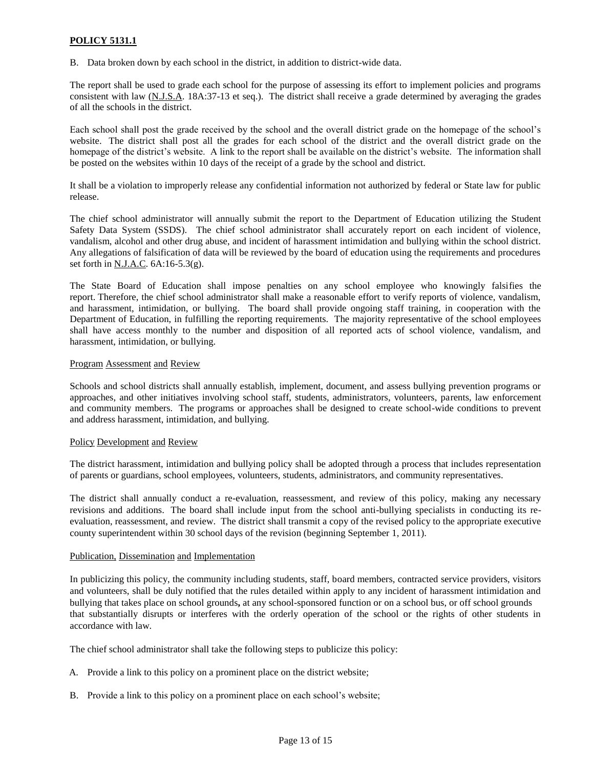**POLICY 5131.1**

B. Data broken down by each school in the district, in addition to district-wide data.

The report shall be used to grade each school for the purpose of assessing its effort to implement policies and programs consistent with law (N.J.S.A. 18A:37-13 et seq.). The district shall receive a grade determined by averaging the grades of all the schools in the district.

Each school shall post the grade received by the school and the overall district grade on the homepage of the school's website. The district shall post all the grades for each school of the district and the overall district grade on the homepage of the district's website. A link to the report shall be available on the district's website. The information shall be posted on the websites within 10 days of the receipt of a grade by the school and district.

It shall be a violation to improperly release any confidential information not authorized by federal or State law for public release.

The chief school administrator will annually submit the report to the Department of Education utilizing the Student Safety Data System (SSDS). The chief school administrator shall accurately report on each incident of violence, vandalism, alcohol and other drug abuse, and incident of harassment intimidation and bullying within the school district. Any allegations of falsification of data will be reviewed by the board of education using the requirements and procedures set forth in N.J.A.C. 6A:16-5.3(g).

The State Board of Education shall impose penalties on any school employee who knowingly falsifies the report. Therefore, the chief school administrator shall make a reasonable effort to verify reports of violence, vandalism, and harassment, intimidation, or bullying. The board shall provide ongoing staff training, in cooperation with the Department of Education, in fulfilling the reporting requirements. The majority representative of the school employees shall have access monthly to the number and disposition of all reported acts of school violence, vandalism, and harassment, intimidation, or bullying.

Program Assessment and Review

Schools and school districts shall annually establish, implement, document, and assess bullying prevention programs or approaches, and other initiatives involving school staff, students, administrators, volunteers, parents, law enforcement and community members. The programs or approaches shall be designed to create school-wide conditions to prevent and address harassment, intimidation, and bullying.

Policy Development and Review

The district harassment, intimidation and bullying policy shall be adopted through a process that includes representation of parents or guardians, school employees, volunteers, students, administrators, and community representatives.

The district shall annually conduct a re-evaluation, reassessment, and review of this policy, making any necessary revisions and additions. The board shall include input from the school anti-bullying specialists in conducting its re-evaluation, reassessment, and review. The district shall transmit a copy of the revised policy to the appropriate executive county superintendent within 30 school days of the revision (beginning September 1, 2011).

Publication, Dissemination and Implementation

In publicizing this policy, the community including students, staff, board members, contracted service providers, visitors and volunteers, shall be duly notified that the rules detailed within apply to any incident of harassment intimidation and bullying that takes place on school grounds**,** at any school-sponsored function or on a school bus, or off school grounds that substantially disrupts or interferes with the orderly operation of the school or the rights of other students in accordance with law.

The chief school administrator shall take the following steps to publicize this policy:

A. Provide a link to this policy on a prominent place on the district website;

B. Provide a link to this policy on a prominent place on each school's website;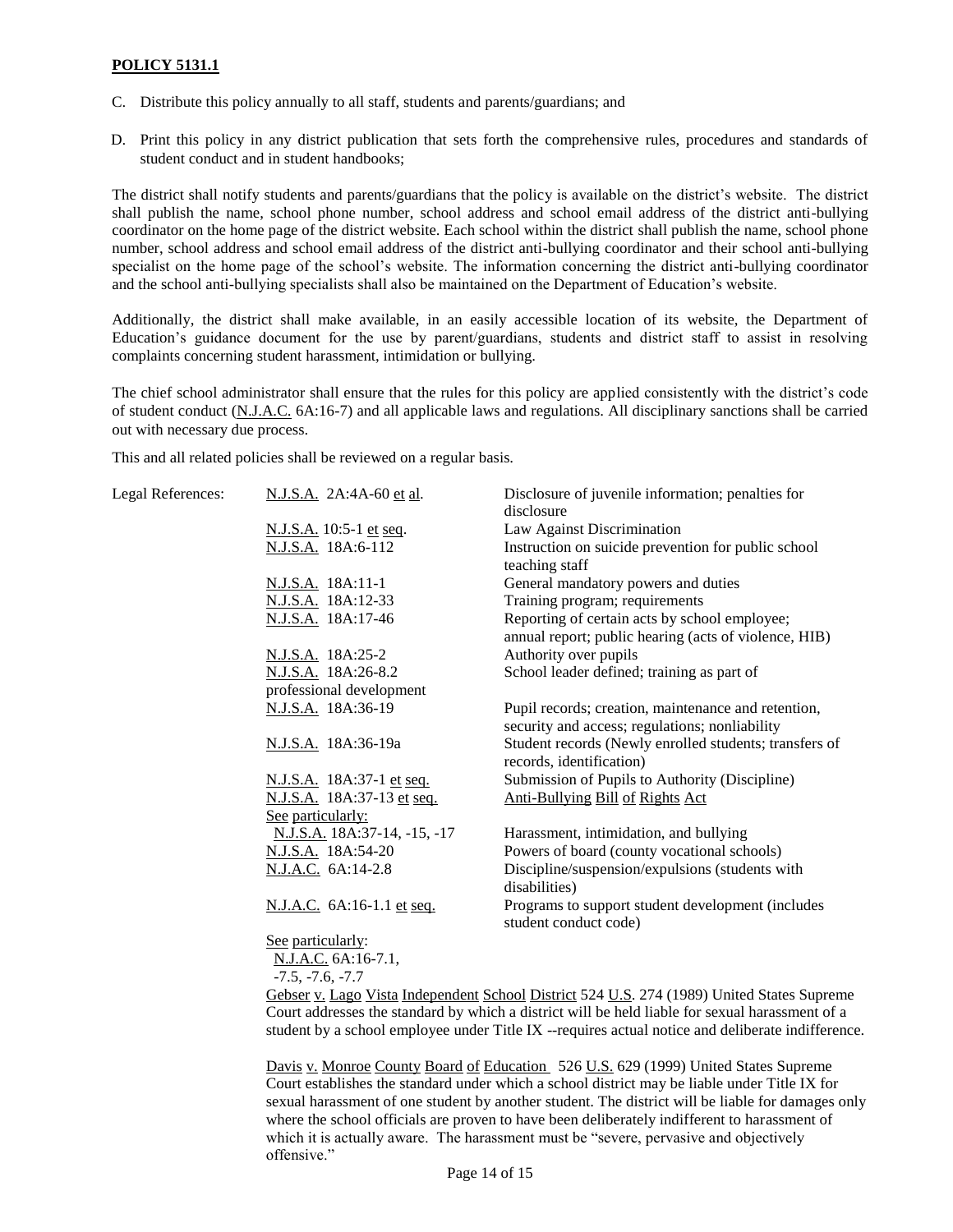**POLICY 5131.1**

C. Distribute this policy annually to all staff, students and parents/guardians; and

D. Print this policy in any district publication that sets forth the comprehensive rules, procedures and standards of student conduct and in student handbooks;

The district shall notify students and parents/guardians that the policy is available on the district's website. The district shall publish the name, school phone number, school address and school email address of the district anti-bullying coordinator on the home page of the district website. Each school within the district shall publish the name, school phone number, school address and school email address of the district anti-bullying coordinator and their school anti-bullying specialist on the home page of the school's website. The information concerning the district anti-bullying coordinator and the school anti-bullying specialists shall also be maintained on the Department of Education's website.

Additionally, the district shall make available, in an easily accessible location of its website, the Department of Education's guidance document for the use by parent/guardians, students and district staff to assist in resolving complaints concerning student harassment, intimidation or bullying.

The chief school administrator shall ensure that the rules for this policy are applied consistently with the district's code of student conduct (N.J.A.C. 6A:16-7) and all applicable laws and regulations. All disciplinary sanctions shall be carried out with necessary due process.

This and all related policies shall be reviewed on a regular basis.

| Legal References: | | |
|---|---|---|
| | N.J.S.A. 2A:4A-60 et al. | Disclosure of juvenile information; penalties for disclosure |
| | N.J.S.A. 10:5-1 et seq. | Law Against Discrimination |
| | N.J.S.A. 18A:6-112 | Instruction on suicide prevention for public school teaching staff |
| | N.J.S.A. 18A:11-1 | General mandatory powers and duties |
| | N.J.S.A. 18A:12-33 | Training program; requirements |
| | N.J.S.A. 18A:17-46 | Reporting of certain acts by school employee; annual report; public hearing (acts of violence, HIB) |
| | N.J.S.A. 18A:25-2 | Authority over pupils |
| | N.J.S.A. 18A:26-8.2 | School leader defined; training as part of professional development |
| | N.J.S.A. 18A:36-19 | Pupil records; creation, maintenance and retention, security and access; regulations; nonliability |
| | N.J.S.A. 18A:36-19a | Student records (Newly enrolled students; transfers of records, identification) |
| | N.J.S.A. 18A:37-1 et seq. | Submission of Pupils to Authority (Discipline) |
| | N.J.S.A. 18A:37-13 et seq. | Anti-Bullying Bill of Rights Act |
| | See particularly: N.J.S.A. 18A:37-14, -15, -17 | Harassment, intimidation, and bullying |
| | N.J.S.A. 18A:54-20 | Powers of board (county vocational schools) |
| | N.J.A.C. 6A:14-2.8 | Discipline/suspension/expulsions (students with disabilities) |
| | N.J.A.C. 6A:16-1.1 et seq. | Programs to support student development (includes student conduct code) |
| | See particularly: N.J.A.C. 6A:16-7.1, -7.5, -7.6, -7.7 | |

Gebser v. Lago Vista Independent School District 524 U.S. 274 (1989) United States Supreme Court addresses the standard by which a district will be held liable for sexual harassment of a student by a school employee under Title IX --requires actual notice and deliberate indifference.

Davis v. Monroe County Board of Education 526 U.S. 629 (1999) United States Supreme Court establishes the standard under which a school district may be liable under Title IX for sexual harassment of one student by another student. The district will be liable for damages only where the school officials are proven to have been deliberately indifferent to harassment of which it is actually aware. The harassment must be "severe, pervasive and objectively offensive."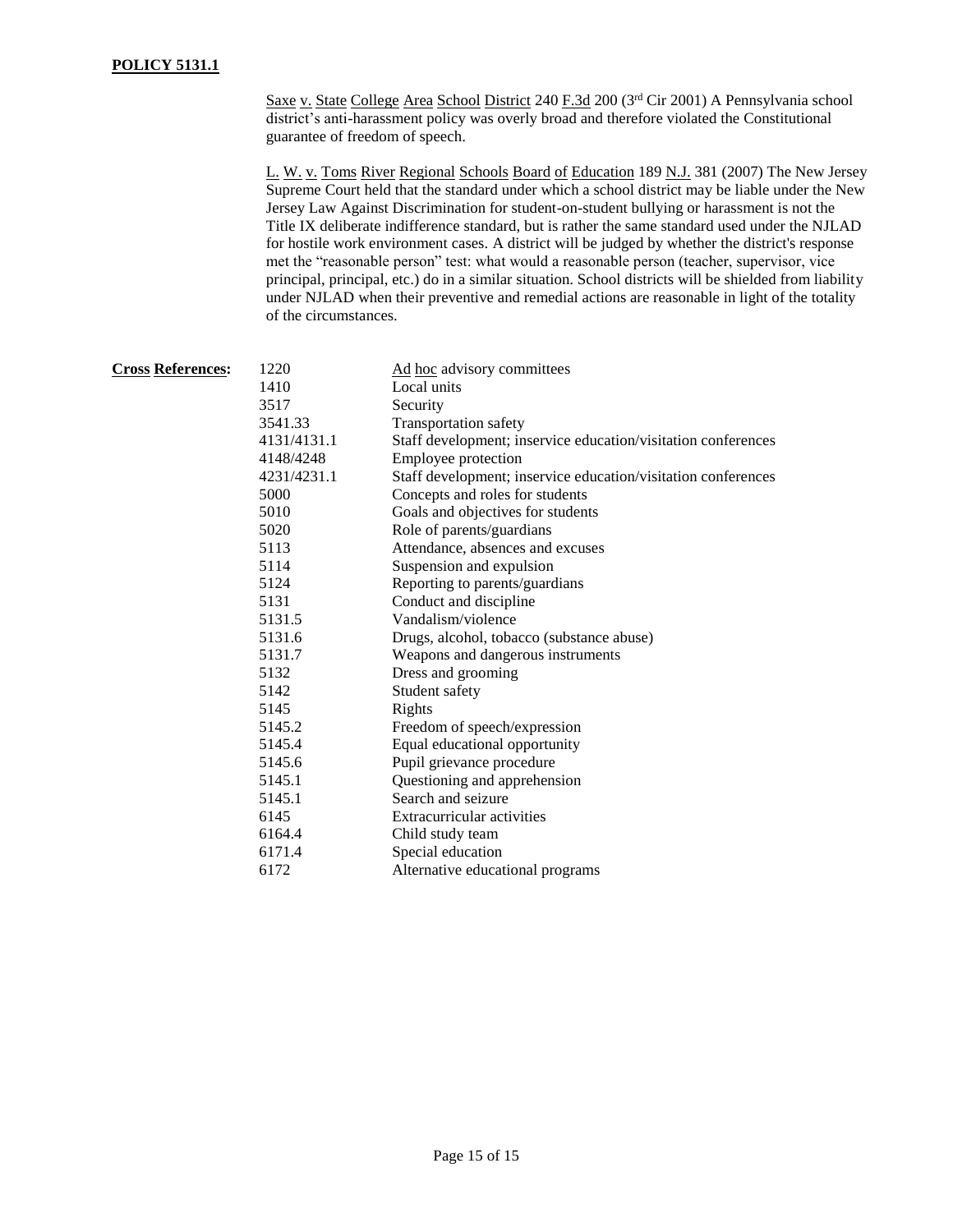Saxe v. State College Area School District 240 F.3d 200 (3rd Cir 2001) A Pennsylvania school district's anti-harassment policy was overly broad and therefore violated the Constitutional guarantee of freedom of speech.

L. W. v. Toms River Regional Schools Board of Education 189 N.J. 381 (2007) The New Jersey Supreme Court held that the standard under which a school district may be liable under the New Jersey Law Against Discrimination for student-on-student bullying or harassment is not the Title IX deliberate indifference standard, but is rather the same standard used under the NJLAD for hostile work environment cases. A district will be judged by whether the district's response met the "reasonable person" test: what would a reasonable person (teacher, supervisor, vice principal, principal, etc.) do in a similar situation. School districts will be shielded from liability under NJLAD when their preventive and remedial actions are reasonable in light of the totality of the circumstances.

**Cross References:**

| | |
|---|---|
| 1220 | Ad hoc advisory committees |
| 1410 | Local units |
| 3517 | Security |
| 3541.33 | Transportation safety |
| 4131/4131.1 | Staff development; inservice education/visitation conferences |
| 4148/4248 | Employee protection |
| 4231/4231.1 | Staff development; inservice education/visitation conferences |
| 5000 | Concepts and roles for students |
| 5010 | Goals and objectives for students |
| 5020 | Role of parents/guardians |
| 5113 | Attendance, absences and excuses |
| 5114 | Suspension and expulsion |
| 5124 | Reporting to parents/guardians |
| 5131 | Conduct and discipline |
| 5131.5 | Vandalism/violence |
| 5131.6 | Drugs, alcohol, tobacco (substance abuse) |
| 5131.7 | Weapons and dangerous instruments |
| 5132 | Dress and grooming |
| 5142 | Student safety |
| 5145 | Rights |
| 5145.2 | Freedom of speech/expression |
| 5145.4 | Equal educational opportunity |
| 5145.6 | Pupil grievance procedure |
| 5145.1 | Questioning and apprehension |
| 5145.1 | Search and seizure |
| 6145 | Extracurricular activities |
| 6164.4 | Child study team |
| 6171.4 | Special education |
| 6172 | Alternative educational programs |